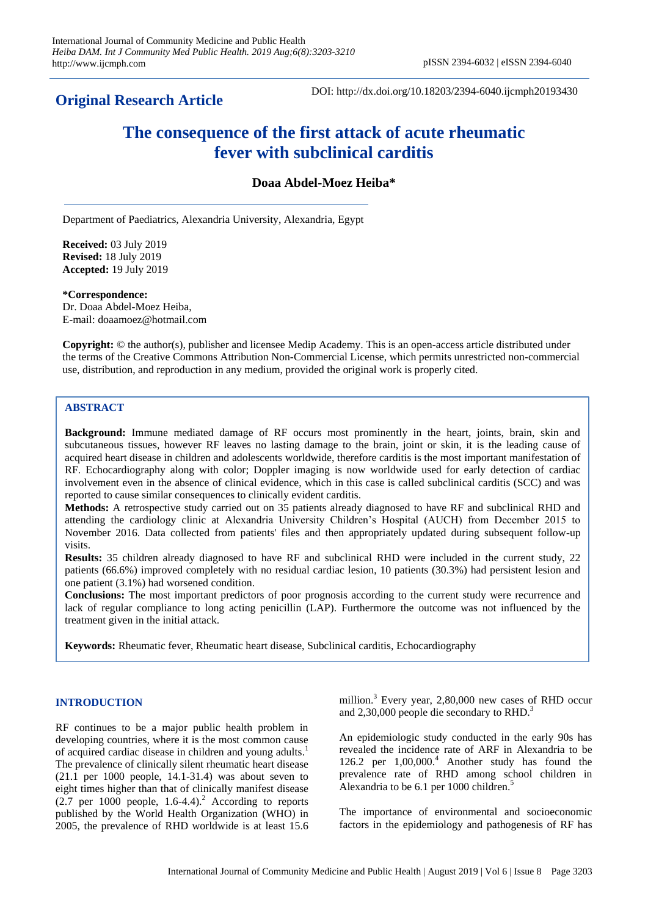**Original Research Article**

DOI: http://dx.doi.org/10.18203/2394-6040.ijcmph20193430

# The consequence of the first attack of acute rheumatic fever with subclinical carditis

**Doaa Abdel-Moez Heiba***

Department of Paediatrics, Alexandria University, Alexandria, Egypt

**Received:** 03 July 2019
**Revised:** 18 July 2019
**Accepted:** 19 July 2019

***Correspondence:**
Dr. Doaa Abdel-Moez Heiba,
E-mail: doaamoez@hotmail.com

**Copyright:** © the author(s), publisher and licensee Medip Academy. This is an open-access article distributed under the terms of the Creative Commons Attribution Non-Commercial License, which permits unrestricted non-commercial use, distribution, and reproduction in any medium, provided the original work is properly cited.

## ABSTRACT

**Background:** Immune mediated damage of RF occurs most prominently in the heart, joints, brain, skin and subcutaneous tissues, however RF leaves no lasting damage to the brain, joint or skin, it is the leading cause of acquired heart disease in children and adolescents worldwide, therefore carditis is the most important manifestation of RF. Echocardiography along with color; Doppler imaging is now worldwide used for early detection of cardiac involvement even in the absence of clinical evidence, which in this case is called subclinical carditis (SCC) and was reported to cause similar consequences to clinically evident carditis.

**Methods:** A retrospective study carried out on 35 patients already diagnosed to have RF and subclinical RHD and attending the cardiology clinic at Alexandria University Children's Hospital (AUCH) from December 2015 to November 2016. Data collected from patients' files and then appropriately updated during subsequent follow-up visits.

**Results:** 35 children already diagnosed to have RF and subclinical RHD were included in the current study, 22 patients (66.6%) improved completely with no residual cardiac lesion, 10 patients (30.3%) had persistent lesion and one patient (3.1%) had worsened condition.

**Conclusions:** The most important predictors of poor prognosis according to the current study were recurrence and lack of regular compliance to long acting penicillin (LAP). Furthermore the outcome was not influenced by the treatment given in the initial attack.

**Keywords:** Rheumatic fever, Rheumatic heart disease, Subclinical carditis, Echocardiography

## INTRODUCTION

RF continues to be a major public health problem in developing countries, where it is the most common cause of acquired cardiac disease in children and young adults.[1] The prevalence of clinically silent rheumatic heart disease (21.1 per 1000 people, 14.1-31.4) was about seven to eight times higher than that of clinically manifest disease (2.7 per 1000 people, 1.6-4.4).[2] According to reports published by the World Health Organization (WHO) in 2005, the prevalence of RHD worldwide is at least 15.6 million.[3] Every year, 2,80,000 new cases of RHD occur and 2,30,000 people die secondary to RHD.[3]

An epidemiologic study conducted in the early 90s has revealed the incidence rate of ARF in Alexandria to be 126.2 per 1,00,000.[4] Another study has found the prevalence rate of RHD among school children in Alexandria to be 6.1 per 1000 children.[5]

The importance of environmental and socioeconomic factors in the epidemiology and pathogenesis of RF has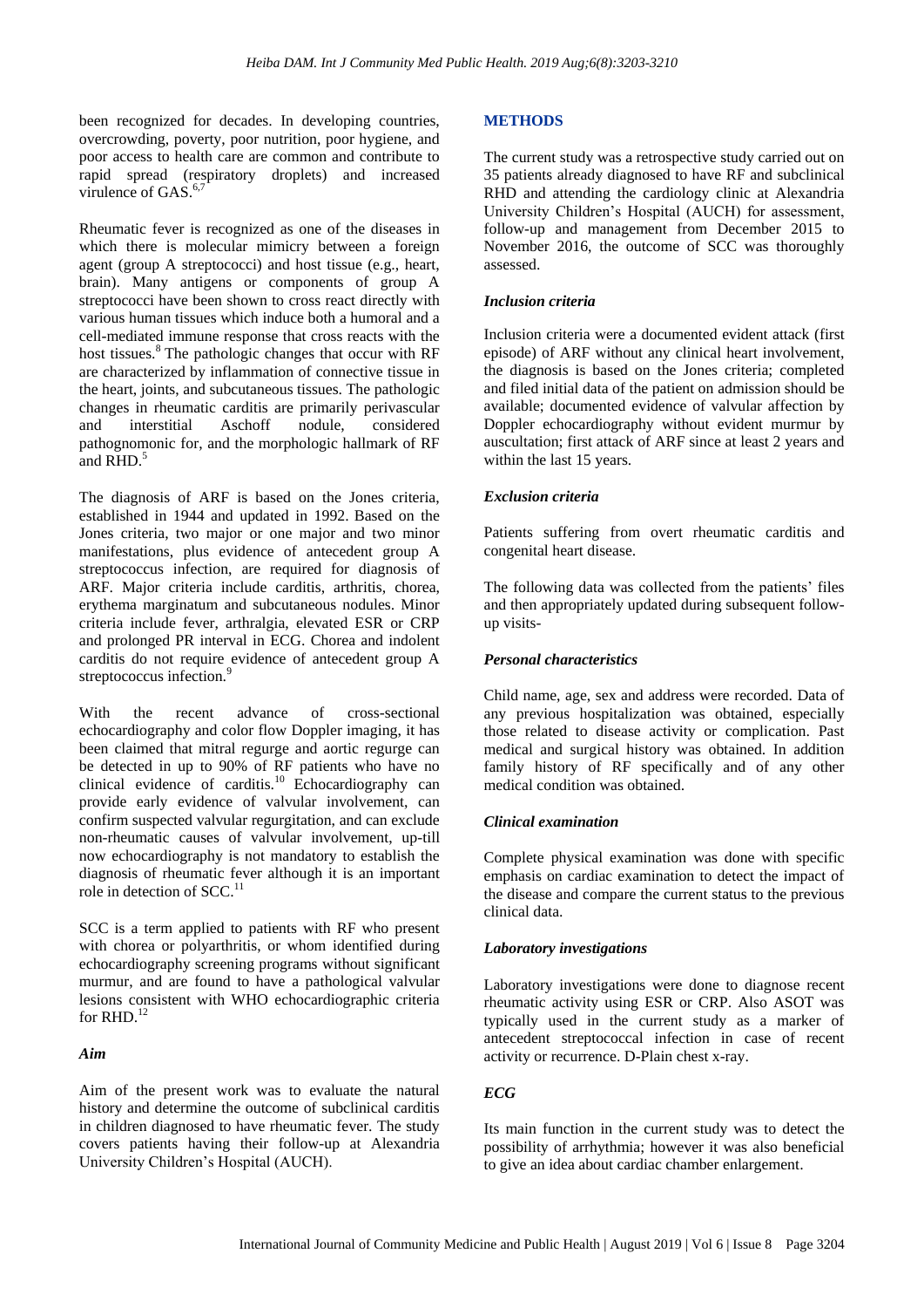been recognized for decades. In developing countries, overcrowding, poverty, poor nutrition, poor hygiene, and poor access to health care are common and contribute to rapid spread (respiratory droplets) and increased virulence of GAS.[6,7]

Rheumatic fever is recognized as one of the diseases in which there is molecular mimicry between a foreign agent (group A streptococci) and host tissue (e.g., heart, brain). Many antigens or components of group A streptococci have been shown to cross react directly with various human tissues which induce both a humoral and a cell-mediated immune response that cross reacts with the host tissues.[8] The pathologic changes that occur with RF are characterized by inflammation of connective tissue in the heart, joints, and subcutaneous tissues. The pathologic changes in rheumatic carditis are primarily perivascular and interstitial Aschoff nodule, considered pathognomonic for, and the morphologic hallmark of RF and RHD.[5]

The diagnosis of ARF is based on the Jones criteria, established in 1944 and updated in 1992. Based on the Jones criteria, two major or one major and two minor manifestations, plus evidence of antecedent group A streptococcus infection, are required for diagnosis of ARF. Major criteria include carditis, arthritis, chorea, erythema marginatum and subcutaneous nodules. Minor criteria include fever, arthralgia, elevated ESR or CRP and prolonged PR interval in ECG. Chorea and indolent carditis do not require evidence of antecedent group A streptococcus infection.[9]

With the recent advance of cross-sectional echocardiography and color flow Doppler imaging, it has been claimed that mitral regurge and aortic regurge can be detected in up to 90% of RF patients who have no clinical evidence of carditis.[10] Echocardiography can provide early evidence of valvular involvement, can confirm suspected valvular regurgitation, and can exclude non-rheumatic causes of valvular involvement, up-till now echocardiography is not mandatory to establish the diagnosis of rheumatic fever although it is an important role in detection of SCC.[11]

SCC is a term applied to patients with RF who present with chorea or polyarthritis, or whom identified during echocardiography screening programs without significant murmur, and are found to have a pathological valvular lesions consistent with WHO echocardiographic criteria for RHD.[12]

### *Aim*

Aim of the present work was to evaluate the natural history and determine the outcome of subclinical carditis in children diagnosed to have rheumatic fever. The study covers patients having their follow-up at Alexandria University Children's Hospital (AUCH).

## METHODS

The current study was a retrospective study carried out on 35 patients already diagnosed to have RF and subclinical RHD and attending the cardiology clinic at Alexandria University Children's Hospital (AUCH) for assessment, follow-up and management from December 2015 to November 2016, the outcome of SCC was thoroughly assessed.

### *Inclusion criteria*

Inclusion criteria were a documented evident attack (first episode) of ARF without any clinical heart involvement, the diagnosis is based on the Jones criteria; completed and filed initial data of the patient on admission should be available; documented evidence of valvular affection by Doppler echocardiography without evident murmur by auscultation; first attack of ARF since at least 2 years and within the last 15 years.

### *Exclusion criteria*

Patients suffering from overt rheumatic carditis and congenital heart disease.

The following data was collected from the patients' files and then appropriately updated during subsequent follow-up visits-

### *Personal characteristics*

Child name, age, sex and address were recorded. Data of any previous hospitalization was obtained, especially those related to disease activity or complication. Past medical and surgical history was obtained. In addition family history of RF specifically and of any other medical condition was obtained.

### *Clinical examination*

Complete physical examination was done with specific emphasis on cardiac examination to detect the impact of the disease and compare the current status to the previous clinical data.

### *Laboratory investigations*

Laboratory investigations were done to diagnose recent rheumatic activity using ESR or CRP. Also ASOT was typically used in the current study as a marker of antecedent streptococcal infection in case of recent activity or recurrence. D-Plain chest x-ray.

### *ECG*

Its main function in the current study was to detect the possibility of arrhythmia; however it was also beneficial to give an idea about cardiac chamber enlargement.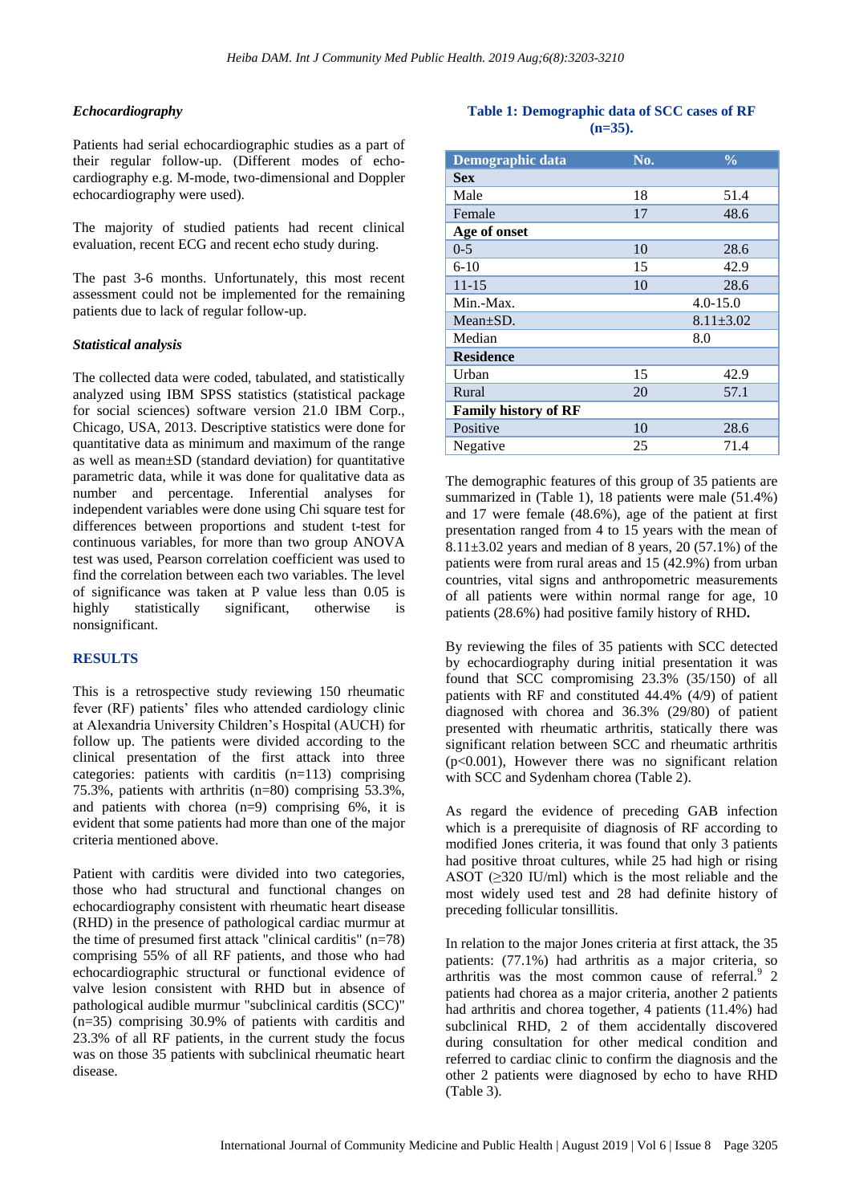### Echocardiography

Patients had serial echocardiographic studies as a part of their regular follow-up. (Different modes of echo-cardiography e.g. M-mode, two-dimensional and Doppler echocardiography were used).

The majority of studied patients had recent clinical evaluation, recent ECG and recent echo study during.

The past 3-6 months. Unfortunately, this most recent assessment could not be implemented for the remaining patients due to lack of regular follow-up.

### Statistical analysis

The collected data were coded, tabulated, and statistically analyzed using IBM SPSS statistics (statistical package for social sciences) software version 21.0 IBM Corp., Chicago, USA, 2013. Descriptive statistics were done for quantitative data as minimum and maximum of the range as well as mean±SD (standard deviation) for quantitative parametric data, while it was done for qualitative data as number and percentage. Inferential analyses for independent variables were done using Chi square test for differences between proportions and student t-test for continuous variables, for more than two group ANOVA test was used, Pearson correlation coefficient was used to find the correlation between each two variables. The level of significance was taken at P value less than 0.05 is highly statistically significant, otherwise is nonsignificant.

## RESULTS

This is a retrospective study reviewing 150 rheumatic fever (RF) patients' files who attended cardiology clinic at Alexandria University Children's Hospital (AUCH) for follow up. The patients were divided according to the clinical presentation of the first attack into three categories: patients with carditis (n=113) comprising 75.3%, patients with arthritis (n=80) comprising 53.3%, and patients with chorea (n=9) comprising 6%, it is evident that some patients had more than one of the major criteria mentioned above.

Patient with carditis were divided into two categories, those who had structural and functional changes on echocardiography consistent with rheumatic heart disease (RHD) in the presence of pathological cardiac murmur at the time of presumed first attack "clinical carditis" (n=78) comprising 55% of all RF patients, and those who had echocardiographic structural or functional evidence of valve lesion consistent with RHD but in absence of pathological audible murmur "subclinical carditis (SCC)" (n=35) comprising 30.9% of patients with carditis and 23.3% of all RF patients, in the current study the focus was on those 35 patients with subclinical rheumatic heart disease.

**Table 1: Demographic data of SCC cases of RF (n=35).**

| Demographic data | No. | % |
|---|---|---|
| **Sex** | | |
| Male | 18 | 51.4 |
| Female | 17 | 48.6 |
| **Age of onset** | | |
| 0-5 | 10 | 28.6 |
| 6-10 | 15 | 42.9 |
| 11-15 | 10 | 28.6 |
| Min.-Max. | 4.0-15.0 | |
| Mean±SD. | 8.11±3.02 | |
| Median | 8.0 | |
| **Residence** | | |
| Urban | 15 | 42.9 |
| Rural | 20 | 57.1 |
| **Family history of RF** | | |
| Positive | 10 | 28.6 |
| Negative | 25 | 71.4 |

The demographic features of this group of 35 patients are summarized in (Table 1), 18 patients were male (51.4%) and 17 were female (48.6%), age of the patient at first presentation ranged from 4 to 15 years with the mean of 8.11±3.02 years and median of 8 years, 20 (57.1%) of the patients were from rural areas and 15 (42.9%) from urban countries, vital signs and anthropometric measurements of all patients were within normal range for age, 10 patients (28.6%) had positive family history of RHD**.**

By reviewing the files of 35 patients with SCC detected by echocardiography during initial presentation it was found that SCC compromising 23.3% (35/150) of all patients with RF and constituted 44.4% (4/9) of patient diagnosed with chorea and 36.3% (29/80) of patient presented with rheumatic arthritis, statically there was significant relation between SCC and rheumatic arthritis ($p<0.001$), However there was no significant relation with SCC and Sydenham chorea (Table 2).

As regard the evidence of preceding GAB infection which is a prerequisite of diagnosis of RF according to modified Jones criteria, it was found that only 3 patients had positive throat cultures, while 25 had high or rising ASOT (≥320 IU/ml) which is the most reliable and the most widely used test and 28 had definite history of preceding follicular tonsillitis.

In relation to the major Jones criteria at first attack, the 35 patients: (77.1%) had arthritis as a major criteria, so arthritis was the most common cause of referral.[9] 2 patients had chorea as a major criteria, another 2 patients had arthritis and chorea together, 4 patients (11.4%) had subclinical RHD, 2 of them accidentally discovered during consultation for other medical condition and referred to cardiac clinic to confirm the diagnosis and the other 2 patients were diagnosed by echo to have RHD (Table 3).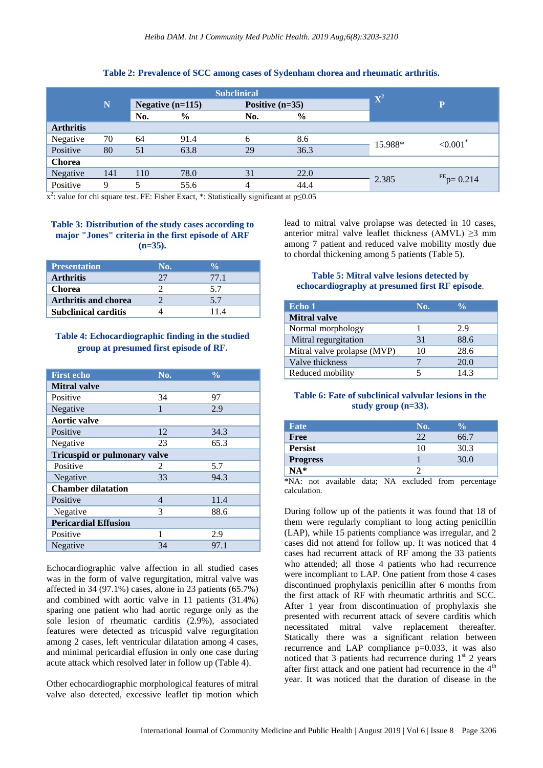**Table 2: Prevalence of SCC among cases of Sydenham chorea and rheumatic arthritis.**

| | N | Subclinical | | | | $X^2$ | P |
|---|---|---|---|---|---|---|---|
| | | Negative (n=115) | | Positive (n=35) | | | |
| | | No. | % | No. | % | | |
| **Arthritis** | | | | | | | |
| Negative | 70 | 64 | 91.4 | 6 | 8.6 | 15.988* | <0.001* |
| Positive | 80 | 51 | 63.8 | 29 | 36.3 | | |
| **Chorea** | | | | | | | |
| Negative | 141 | 110 | 78.0 | 31 | 22.0 | 2.385 | $^{FE}$p= 0.214 |
| Positive | 9 | 5 | 55.6 | 4 | 44.4 | | |

$x^2$: value for chi square test. FE: Fisher Exact, *: Statistically significant at $p \leq 0.05$

**Table 3: Distribution of the study cases according to major "Jones" criteria in the first episode of ARF (n=35).**

| Presentation | No. | % |
|---|---|---|
| **Arthritis** | 27 | 77.1 |
| **Chorea** | 2 | 5.7 |
| **Arthritis and chorea** | 2 | 5.7 |
| **Subclinical carditis** | 4 | 11.4 |

**Table 4: Echocardiographic finding in the studied group at presumed first episode of RF.**

| First echo | No. | % |
|---|---|---|
| **Mitral valve** | | |
| Positive | 34 | 97 |
| Negative | 1 | 2.9 |
| **Aortic valve** | | |
| Positive | 12 | 34.3 |
| Negative | 23 | 65.3 |
| **Tricuspid or pulmonary valve** | | |
| Positive | 2 | 5.7 |
| Negative | 33 | 94.3 |
| **Chamber dilatation** | | |
| Positive | 4 | 11.4 |
| Negative | 3 | 88.6 |
| **Pericardial Effusion** | | |
| Positive | 1 | 2.9 |
| Negative | 34 | 97.1 |

Echocardiographic valve affection in all studied cases was in the form of valve regurgitation, mitral valve was affected in 34 (97.1%) cases, alone in 23 patients (65.7%) and combined with aortic valve in 11 patients (31.4%) sparing one patient who had aortic regurge only as the sole lesion of rheumatic carditis (2.9%), associated features were detected as tricuspid valve regurgitation among 2 cases, left ventricular dilatation among 4 cases, and minimal pericardial effusion in only one case during acute attack which resolved later in follow up (Table 4).

Other echocardiographic morphological features of mitral valve also detected, excessive leaflet tip motion which lead to mitral valve prolapse was detected in 10 cases, anterior mitral valve leaflet thickness (AMVL) ≥3 mm among 7 patient and reduced valve mobility mostly due to chordal thickening among 5 patients (Table 5).

**Table 5: Mitral valve lesions detected by echocardiography at presumed first RF episode.**

| Echo 1 | No. | % |
|---|---|---|
| **Mitral valve** | | |
| Normal morphology | 1 | 2.9 |
| Mitral regurgitation | 31 | 88.6 |
| Mitral valve prolapse (MVP) | 10 | 28.6 |
| Valve thickness | 7 | 20.0 |
| Reduced mobility | 5 | 14.3 |

**Table 6: Fate of subclinical valvular lesions in the study group (n=33).**

| Fate | No. | % |
|---|---|---|
| **Free** | 22 | 66.7 |
| **Persist** | 10 | 30.3 |
| **Progress** | 1 | 30.0 |
| **NA*** | 2 | |

*NA: not available data; NA excluded from percentage calculation.

During follow up of the patients it was found that 18 of them were regularly compliant to long acting penicillin (LAP), while 15 patients compliance was irregular, and 2 cases did not attend for follow up. It was noticed that 4 cases had recurrent attack of RF among the 33 patients who attended; all those 4 patients who had recurrence were incompliant to LAP. One patient from those 4 cases discontinued prophylaxis penicillin after 6 months from the first attack of RF with rheumatic arthritis and SCC. After 1 year from discontinuation of prophylaxis she presented with recurrent attack of severe carditis which necessitated mitral valve replacement thereafter. Statically there was a significant relation between recurrence and LAP compliance p=0.033, it was also noticed that 3 patients had recurrence during 1st 2 years after first attack and one patient had recurrence in the 4th year. It was noticed that the duration of disease in the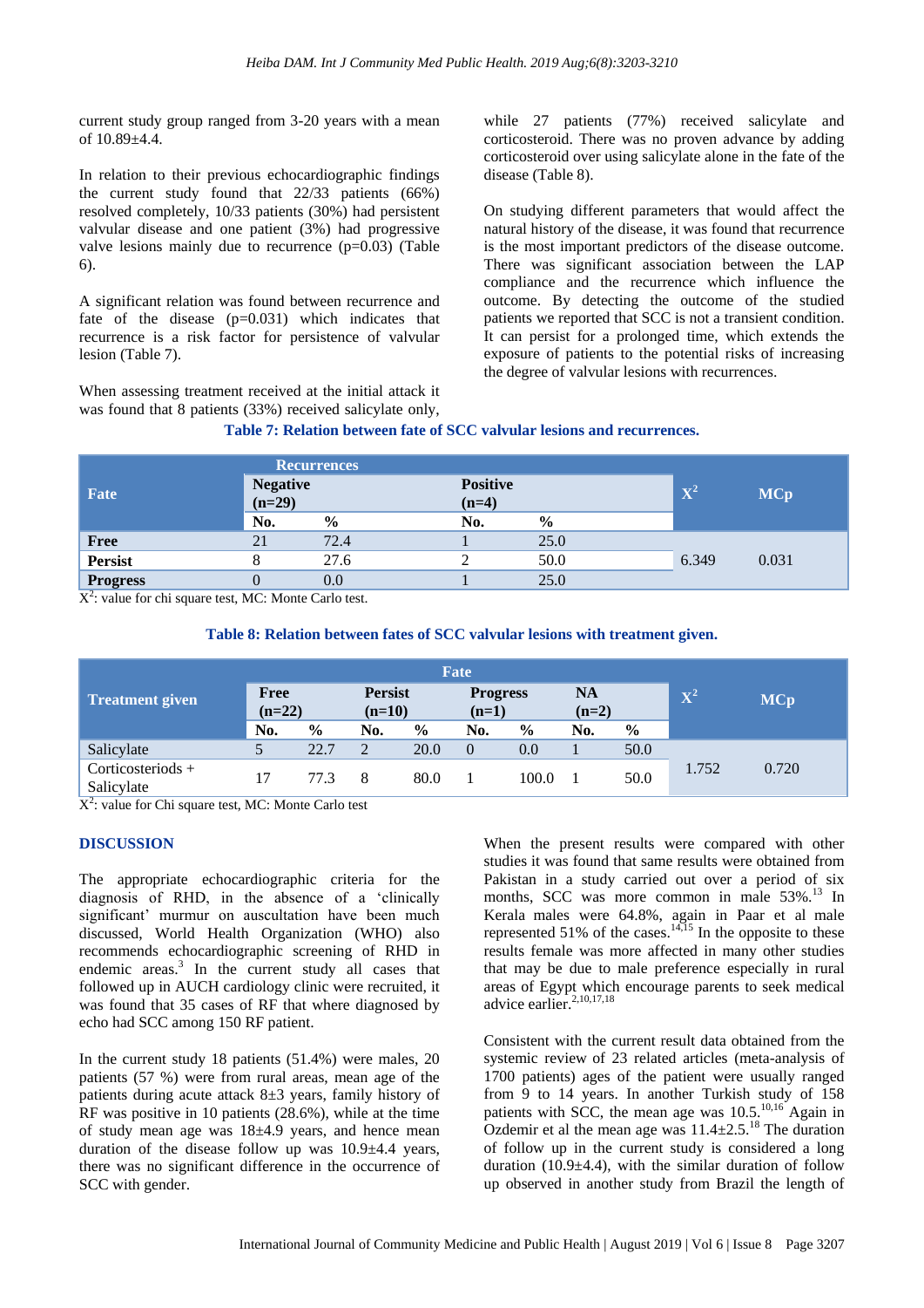current study group ranged from 3-20 years with a mean of 10.89±4.4.

In relation to their previous echocardiographic findings the current study found that 22/33 patients (66%) resolved completely, 10/33 patients (30%) had persistent valvular disease and one patient (3%) had progressive valve lesions mainly due to recurrence (p=0.03) (Table 6).

A significant relation was found between recurrence and fate of the disease (p=0.031) which indicates that recurrence is a risk factor for persistence of valvular lesion (Table 7).

When assessing treatment received at the initial attack it was found that 8 patients (33%) received salicylate only, while 27 patients (77%) received salicylate and corticosteroid. There was no proven advance by adding corticosteroid over using salicylate alone in the fate of the disease (Table 8).

On studying different parameters that would affect the natural history of the disease, it was found that recurrence is the most important predictors of the disease outcome. There was significant association between the LAP compliance and the recurrence which influence the outcome. By detecting the outcome of the studied patients we reported that SCC is not a transient condition. It can persist for a prolonged time, which extends the exposure of patients to the potential risks of increasing the degree of valvular lesions with recurrences.

**Table 7: Relation between fate of SCC valvular lesions and recurrences.**

| Fate | Recurrences | | | | $X^2$ | MCp |
|---|---|---|---|---|---|---|
| | Negative (n=29) | | Positive (n=4) | | | |
| | No. | % | No. | % | | |
| Free | 21 | 72.4 | 1 | 25.0 | | |
| Persist | 8 | 27.6 | 2 | 50.0 | 6.349 | 0.031 |
| Progress | 0 | 0.0 | 1 | 25.0 | | |

$X^2$: value for chi square test, MC: Monte Carlo test.

**Table 8: Relation between fates of SCC valvular lesions with treatment given.**

| Treatment given | Fate | | | | | | | | $X^2$ | MCp |
|---|---|---|---|---|---|---|---|---|---|---|
| | Free (n=22) | | Persist (n=10) | | Progress (n=1) | | NA (n=2) | | | |
| | No. | % | No. | % | No. | % | No. | % | | |
| Salicylate | 5 | 22.7 | 2 | 20.0 | 0 | 0.0 | 1 | 50.0 | 1.752 | 0.720 |
| Corticosteriods + Salicylate | 17 | 77.3 | 8 | 80.0 | 1 | 100.0 | 1 | 50.0 | | |

$X^2$: value for Chi square test, MC: Monte Carlo test

## DISCUSSION

The appropriate echocardiographic criteria for the diagnosis of RHD, in the absence of a 'clinically significant' murmur on auscultation have been much discussed, World Health Organization (WHO) also recommends echocardiographic screening of RHD in endemic areas.[3] In the current study all cases that followed up in AUCH cardiology clinic were recruited, it was found that 35 cases of RF that where diagnosed by echo had SCC among 150 RF patient.

In the current study 18 patients (51.4%) were males, 20 patients (57 %) were from rural areas, mean age of the patients during acute attack 8±3 years, family history of RF was positive in 10 patients (28.6%), while at the time of study mean age was 18±4.9 years, and hence mean duration of the disease follow up was 10.9±4.4 years, there was no significant difference in the occurrence of SCC with gender.

When the present results were compared with other studies it was found that same results were obtained from Pakistan in a study carried out over a period of six months, SCC was more common in male 53%.[13] In Kerala males were 64.8%, again in Paar et al male represented 51% of the cases.[14,15] In the opposite to these results female was more affected in many other studies that may be due to male preference especially in rural areas of Egypt which encourage parents to seek medical advice earlier.[2,10,17,18]

Consistent with the current result data obtained from the systemic review of 23 related articles (meta-analysis of 1700 patients) ages of the patient were usually ranged from 9 to 14 years. In another Turkish study of 158 patients with SCC, the mean age was 10.5.[10,16] Again in Ozdemir et al the mean age was 11.4±2.5.[18] The duration of follow up in the current study is considered a long duration (10.9±4.4), with the similar duration of follow up observed in another study from Brazil the length of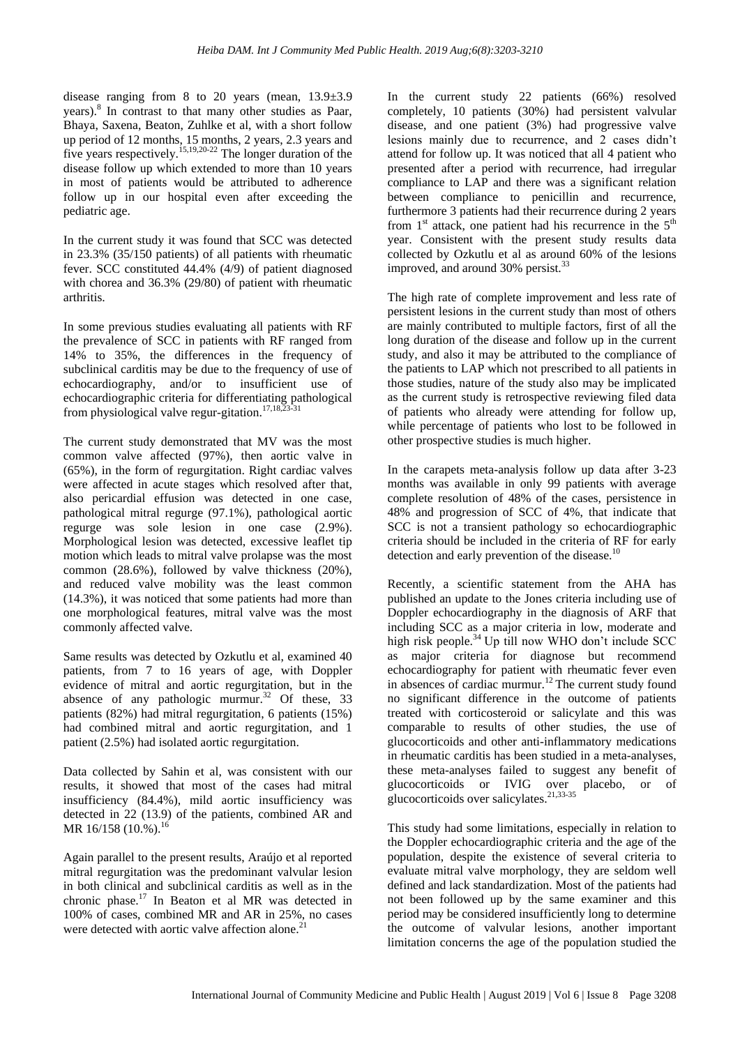disease ranging from 8 to 20 years (mean, 13.9±3.9 years).[8] In contrast to that many other studies as Paar, Bhaya, Saxena, Beaton, Zuhlke et al, with a short follow up period of 12 months, 15 months, 2 years, 2.3 years and five years respectively.[15,19,20-22] The longer duration of the disease follow up which extended to more than 10 years in most of patients would be attributed to adherence follow up in our hospital even after exceeding the pediatric age.

In the current study it was found that SCC was detected in 23.3% (35/150 patients) of all patients with rheumatic fever. SCC constituted 44.4% (4/9) of patient diagnosed with chorea and 36.3% (29/80) of patient with rheumatic arthritis.

In some previous studies evaluating all patients with RF the prevalence of SCC in patients with RF ranged from 14% to 35%, the differences in the frequency of subclinical carditis may be due to the frequency of use of echocardiography, and/or to insufficient use of echocardiographic criteria for differentiating pathological from physiological valve regur-gitation.[17,18,23-31]

The current study demonstrated that MV was the most common valve affected (97%), then aortic valve in (65%), in the form of regurgitation. Right cardiac valves were affected in acute stages which resolved after that, also pericardial effusion was detected in one case, pathological mitral regurge (97.1%), pathological aortic regurge was sole lesion in one case (2.9%). Morphological lesion was detected, excessive leaflet tip motion which leads to mitral valve prolapse was the most common (28.6%), followed by valve thickness (20%), and reduced valve mobility was the least common (14.3%), it was noticed that some patients had more than one morphological features, mitral valve was the most commonly affected valve.

Same results was detected by Ozkutlu et al, examined 40 patients, from 7 to 16 years of age, with Doppler evidence of mitral and aortic regurgitation, but in the absence of any pathologic murmur.[32] Of these, 33 patients (82%) had mitral regurgitation, 6 patients (15%) had combined mitral and aortic regurgitation, and 1 patient (2.5%) had isolated aortic regurgitation.

Data collected by Sahin et al, was consistent with our results, it showed that most of the cases had mitral insufficiency (84.4%), mild aortic insufficiency was detected in 22 (13.9) of the patients, combined AR and MR 16/158 (10.%).[16]

Again parallel to the present results, Araújo et al reported mitral regurgitation was the predominant valvular lesion in both clinical and subclinical carditis as well as in the chronic phase.[17] In Beaton et al MR was detected in 100% of cases, combined MR and AR in 25%, no cases were detected with aortic valve affection alone.[21]

In the current study 22 patients (66%) resolved completely, 10 patients (30%) had persistent valvular disease, and one patient (3%) had progressive valve lesions mainly due to recurrence, and 2 cases didn't attend for follow up. It was noticed that all 4 patient who presented after a period with recurrence, had irregular compliance to LAP and there was a significant relation between compliance to penicillin and recurrence, furthermore 3 patients had their recurrence during 2 years from 1st attack, one patient had his recurrence in the 5th year. Consistent with the present study results data collected by Ozkutlu et al as around 60% of the lesions improved, and around 30% persist.[33]

The high rate of complete improvement and less rate of persistent lesions in the current study than most of others are mainly contributed to multiple factors, first of all the long duration of the disease and follow up in the current study, and also it may be attributed to the compliance of the patients to LAP which not prescribed to all patients in those studies, nature of the study also may be implicated as the current study is retrospective reviewing filed data of patients who already were attending for follow up, while percentage of patients who lost to be followed in other prospective studies is much higher.

In the carapets meta-analysis follow up data after 3-23 months was available in only 99 patients with average complete resolution of 48% of the cases, persistence in 48% and progression of SCC of 4%, that indicate that SCC is not a transient pathology so echocardiographic criteria should be included in the criteria of RF for early detection and early prevention of the disease.[10]

Recently, a scientific statement from the AHA has published an update to the Jones criteria including use of Doppler echocardiography in the diagnosis of ARF that including SCC as a major criteria in low, moderate and high risk people.[34] Up till now WHO don't include SCC as major criteria for diagnose but recommend echocardiography for patient with rheumatic fever even in absences of cardiac murmur.[12] The current study found no significant difference in the outcome of patients treated with corticosteroid or salicylate and this was comparable to results of other studies, the use of glucocorticoids and other anti-inflammatory medications in rheumatic carditis has been studied in a meta-analyses, these meta-analyses failed to suggest any benefit of glucocorticoids or IVIG over placebo, or of glucocorticoids over salicylates.[21,33-35]

This study had some limitations, especially in relation to the Doppler echocardiographic criteria and the age of the population, despite the existence of several criteria to evaluate mitral valve morphology, they are seldom well defined and lack standardization. Most of the patients had not been followed up by the same examiner and this period may be considered insufficiently long to determine the outcome of valvular lesions, another important limitation concerns the age of the population studied the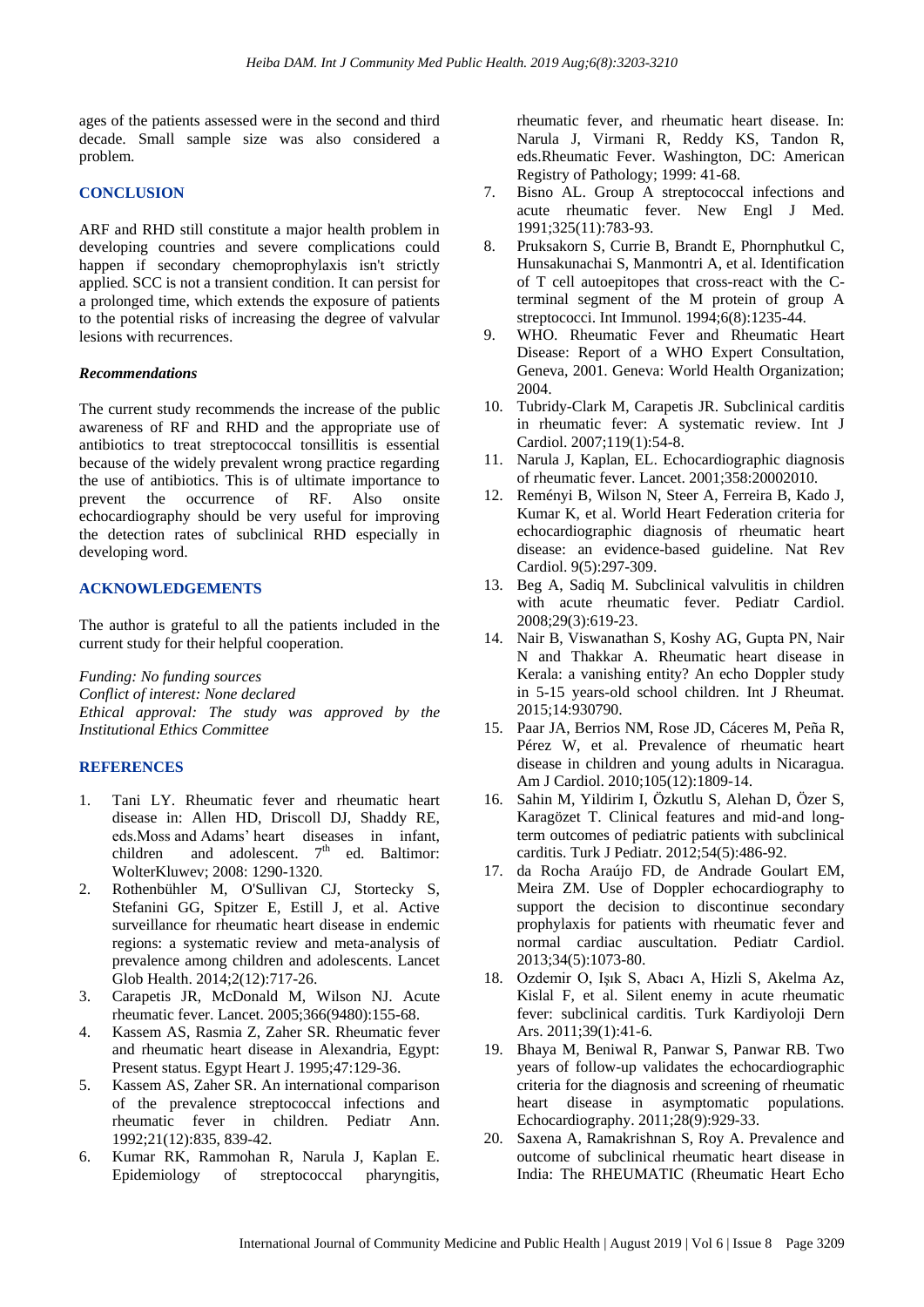ages of the patients assessed were in the second and third decade. Small sample size was also considered a problem.

## CONCLUSION

ARF and RHD still constitute a major health problem in developing countries and severe complications could happen if secondary chemoprophylaxis isn't strictly applied. SCC is not a transient condition. It can persist for a prolonged time, which extends the exposure of patients to the potential risks of increasing the degree of valvular lesions with recurrences.

### *Recommendations*

The current study recommends the increase of the public awareness of RF and RHD and the appropriate use of antibiotics to treat streptococcal tonsillitis is essential because of the widely prevalent wrong practice regarding the use of antibiotics. This is of ultimate importance to prevent the occurrence of RF. Also onsite echocardiography should be very useful for improving the detection rates of subclinical RHD especially in developing word.

## ACKNOWLEDGEMENTS

The author is grateful to all the patients included in the current study for their helpful cooperation.

*Funding: No funding sources*
*Conflict of interest: None declared*
*Ethical approval: The study was approved by the Institutional Ethics Committee*

## REFERENCES

1. Tani LY. Rheumatic fever and rheumatic heart disease in: Allen HD, Driscoll DJ, Shaddy RE, eds.Moss and Adams' heart diseases in infant, children and adolescent. 7th ed. Baltimor: WolterKluwev; 2008: 1290-1320.
2. Rothenbühler M, O'Sullivan CJ, Stortecky S, Stefanini GG, Spitzer E, Estill J, et al. Active surveillance for rheumatic heart disease in endemic regions: a systematic review and meta-analysis of prevalence among children and adolescents. Lancet Glob Health. 2014;2(12):717-26.
3. Carapetis JR, McDonald M, Wilson NJ. Acute rheumatic fever. Lancet. 2005;366(9480):155-68.
4. Kassem AS, Rasmia Z, Zaher SR. Rheumatic fever and rheumatic heart disease in Alexandria, Egypt: Present status. Egypt Heart J. 1995;47:129-36.
5. Kassem AS, Zaher SR. An international comparison of the prevalence streptococcal infections and rheumatic fever in children. Pediatr Ann. 1992;21(12):835, 839-42.
6. Kumar RK, Rammohan R, Narula J, Kaplan E. Epidemiology of streptococcal pharyngitis, rheumatic fever, and rheumatic heart disease. In: Narula J, Virmani R, Reddy KS, Tandon R, eds.Rheumatic Fever. Washington, DC: American Registry of Pathology; 1999: 41-68.
7. Bisno AL. Group A streptococcal infections and acute rheumatic fever. New Engl J Med. 1991;325(11):783-93.
8. Pruksakorn S, Currie B, Brandt E, Phornphutkul C, Hunsakunachai S, Manmontri A, et al. Identification of T cell autoepitopes that cross-react with the C-terminal segment of the M protein of group A streptococci. Int Immunol. 1994;6(8):1235-44.
9. WHO. Rheumatic Fever and Rheumatic Heart Disease: Report of a WHO Expert Consultation, Geneva, 2001. Geneva: World Health Organization; 2004.
10. Tubridy-Clark M, Carapetis JR. Subclinical carditis in rheumatic fever: A systematic review. Int J Cardiol. 2007;119(1):54-8.
11. Narula J, Kaplan, EL. Echocardiographic diagnosis of rheumatic fever. Lancet. 2001;358:20002010.
12. Reményi B, Wilson N, Steer A, Ferreira B, Kado J, Kumar K, et al. World Heart Federation criteria for echocardiographic diagnosis of rheumatic heart disease: an evidence-based guideline. Nat Rev Cardiol. 9(5):297-309.
13. Beg A, Sadiq M. Subclinical valvulitis in children with acute rheumatic fever. Pediatr Cardiol. 2008;29(3):619-23.
14. Nair B, Viswanathan S, Koshy AG, Gupta PN, Nair N and Thakkar A. Rheumatic heart disease in Kerala: a vanishing entity? An echo Doppler study in 5-15 years-old school children. Int J Rheumat. 2015;14:930790.
15. Paar JA, Berrios NM, Rose JD, Cáceres M, Peña R, Pérez W, et al. Prevalence of rheumatic heart disease in children and young adults in Nicaragua. Am J Cardiol. 2010;105(12):1809-14.
16. Sahin M, Yildirim I, Özkutlu S, Alehan D, Özer S, Karagözet T. Clinical features and mid-and long-term outcomes of pediatric patients with subclinical carditis. Turk J Pediatr. 2012;54(5):486-92.
17. da Rocha Araújo FD, de Andrade Goulart EM, Meira ZM. Use of Doppler echocardiography to support the decision to discontinue secondary prophylaxis for patients with rheumatic fever and normal cardiac auscultation. Pediatr Cardiol. 2013;34(5):1073-80.
18. Ozdemir O, Işık S, Abacı A, Hizli S, Akelma Az, Kislal F, et al. Silent enemy in acute rheumatic fever: subclinical carditis. Turk Kardiyoloji Dern Ars. 2011;39(1):41-6.
19. Bhaya M, Beniwal R, Panwar S, Panwar RB. Two years of follow-up validates the echocardiographic criteria for the diagnosis and screening of rheumatic heart disease in asymptomatic populations. Echocardiography. 2011;28(9):929-33.
20. Saxena A, Ramakrishnan S, Roy A. Prevalence and outcome of subclinical rheumatic heart disease in India: The RHEUMATIC (Rheumatic Heart Echo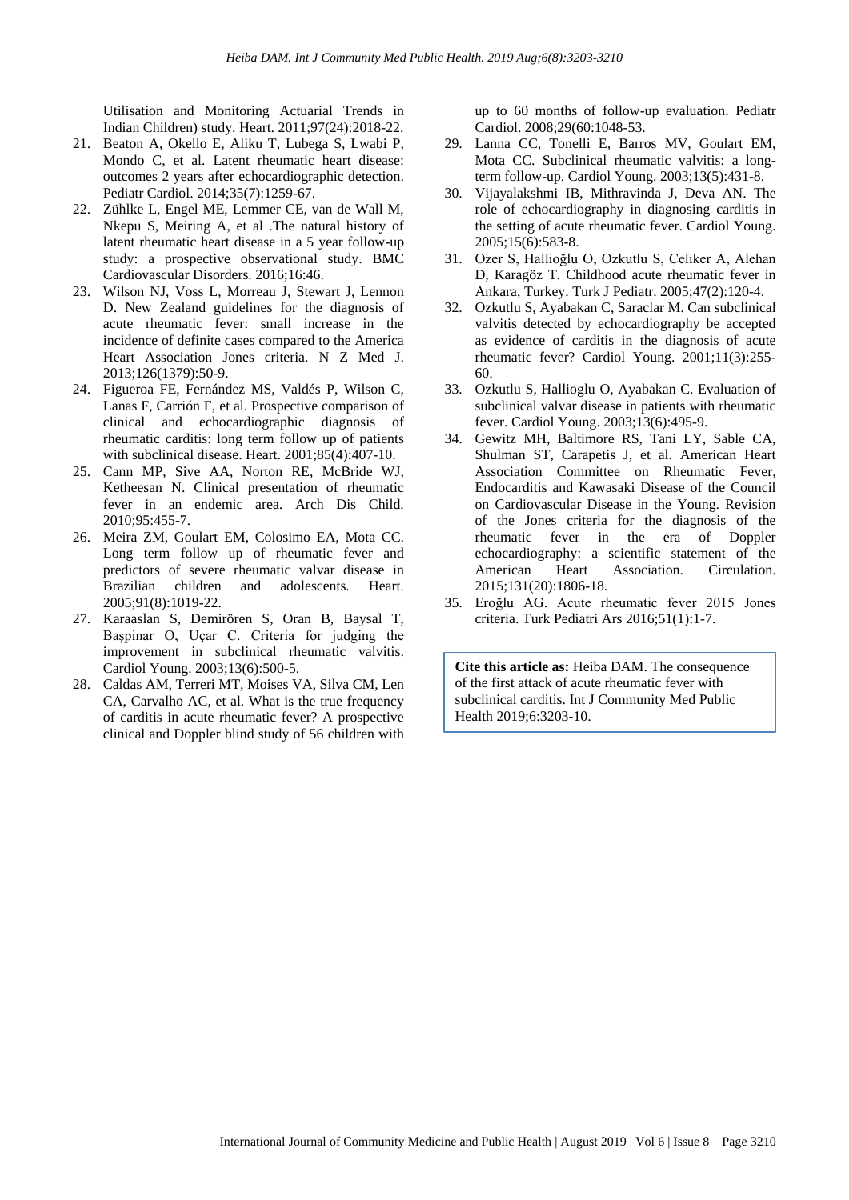Utilisation and Monitoring Actuarial Trends in Indian Children) study. Heart. 2011;97(24):2018-22.

21. Beaton A, Okello E, Aliku T, Lubega S, Lwabi P, Mondo C, et al. Latent rheumatic heart disease: outcomes 2 years after echocardiographic detection. Pediatr Cardiol. 2014;35(7):1259-67.
22. Zühlke L, Engel ME, Lemmer CE, van de Wall M, Nkepu S, Meiring A, et al .The natural history of latent rheumatic heart disease in a 5 year follow-up study: a prospective observational study. BMC Cardiovascular Disorders. 2016;16:46.
23. Wilson NJ, Voss L, Morreau J, Stewart J, Lennon D. New Zealand guidelines for the diagnosis of acute rheumatic fever: small increase in the incidence of definite cases compared to the America Heart Association Jones criteria. N Z Med J. 2013;126(1379):50-9.
24. Figueroa FE, Fernández MS, Valdés P, Wilson C, Lanas F, Carrión F, et al. Prospective comparison of clinical and echocardiographic diagnosis of rheumatic carditis: long term follow up of patients with subclinical disease. Heart. 2001;85(4):407-10.
25. Cann MP, Sive AA, Norton RE, McBride WJ, Ketheesan N. Clinical presentation of rheumatic fever in an endemic area. Arch Dis Child. 2010;95:455-7.
26. Meira ZM, Goulart EM, Colosimo EA, Mota CC. Long term follow up of rheumatic fever and predictors of severe rheumatic valvar disease in Brazilian children and adolescents. Heart. 2005;91(8):1019-22.
27. Karaaslan S, Demirören S, Oran B, Baysal T, Başpinar O, Uçar C. Criteria for judging the improvement in subclinical rheumatic valvitis. Cardiol Young. 2003;13(6):500-5.
28. Caldas AM, Terreri MT, Moises VA, Silva CM, Len CA, Carvalho AC, et al. What is the true frequency of carditis in acute rheumatic fever? A prospective clinical and Doppler blind study of 56 children with up to 60 months of follow-up evaluation. Pediatr Cardiol. 2008;29(60:1048-53.
29. Lanna CC, Tonelli E, Barros MV, Goulart EM, Mota CC. Subclinical rheumatic valvitis: a long-term follow-up. Cardiol Young. 2003;13(5):431-8.
30. Vijayalakshmi IB, Mithravinda J, Deva AN. The role of echocardiography in diagnosing carditis in the setting of acute rheumatic fever. Cardiol Young. 2005;15(6):583-8.
31. Ozer S, Hallioğlu O, Ozkutlu S, Celiker A, Alehan D, Karagöz T. Childhood acute rheumatic fever in Ankara, Turkey. Turk J Pediatr. 2005;47(2):120-4.
32. Ozkutlu S, Ayabakan C, Saraclar M. Can subclinical valvitis detected by echocardiography be accepted as evidence of carditis in the diagnosis of acute rheumatic fever? Cardiol Young. 2001;11(3):255-60.
33. Ozkutlu S, Hallioglu O, Ayabakan C. Evaluation of subclinical valvar disease in patients with rheumatic fever. Cardiol Young. 2003;13(6):495-9.
34. Gewitz MH, Baltimore RS, Tani LY, Sable CA, Shulman ST, Carapetis J, et al. American Heart Association Committee on Rheumatic Fever, Endocarditis and Kawasaki Disease of the Council on Cardiovascular Disease in the Young. Revision of the Jones criteria for the diagnosis of the rheumatic fever in the era of Doppler echocardiography: a scientific statement of the American Heart Association. Circulation. 2015;131(20):1806-18.
35. Eroğlu AG. Acute rheumatic fever 2015 Jones criteria. Turk Pediatri Ars 2016;51(1):1-7.

**Cite this article as:** Heiba DAM. The consequence of the first attack of acute rheumatic fever with subclinical carditis. Int J Community Med Public Health 2019;6:3203-10.